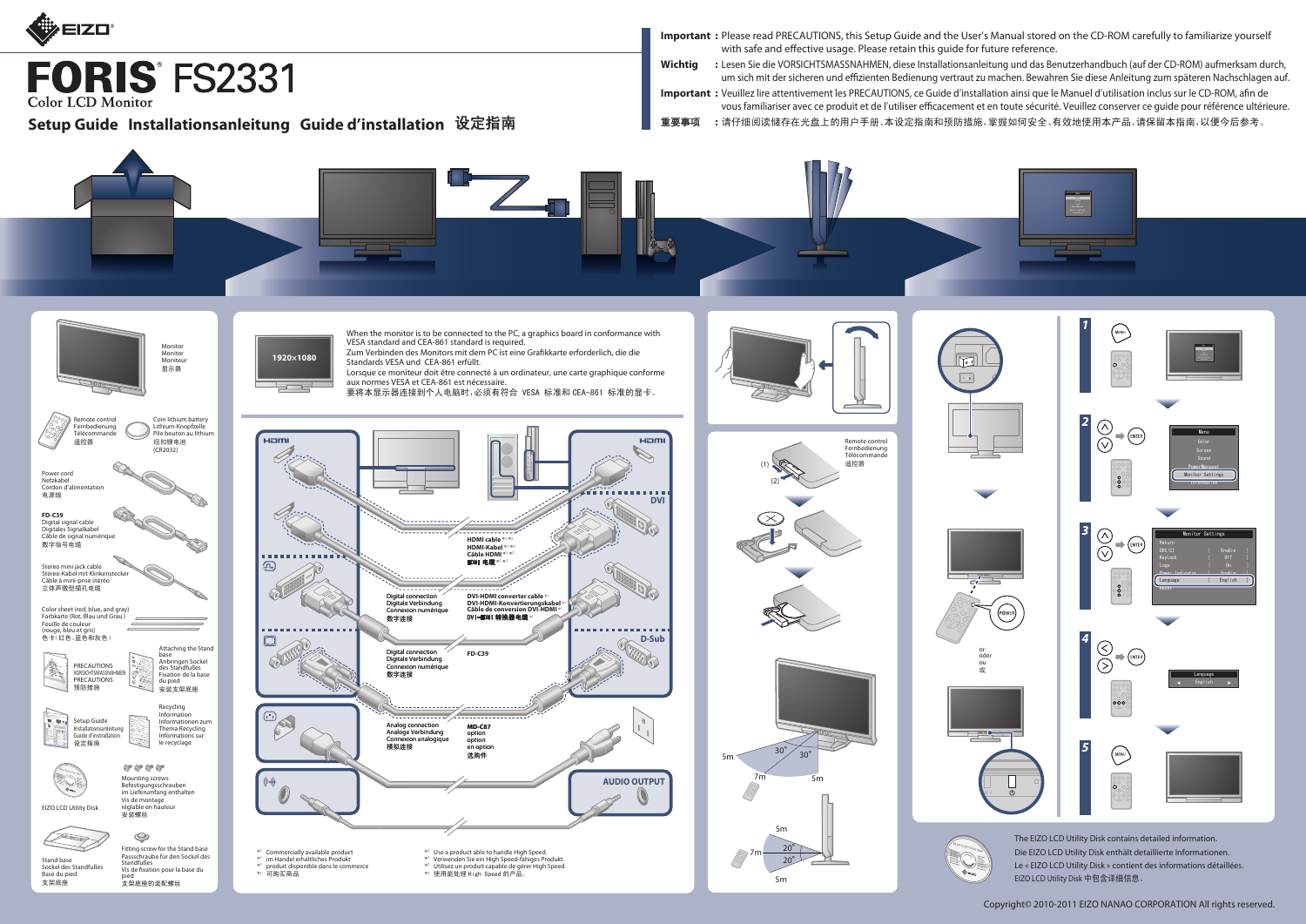EIZO

# FORIS® FS2331

Color LCD Monitor

## Setup Guide Installationsanleitung Guide d'installation 设定指南

**Important** : Please read PRECAUTIONS, this Setup Guide and the User's Manual stored on the CD-ROM carefully to familiarize yourself with safe and effective usage. Please retain this guide for future reference.

**Wichtig** : Lesen Sie die VORSICHTSMASSNAHMEN, diese Installationsanleitung und das Benutzerhandbuch (auf der CD-ROM) aufmerksam durch, um sich mit der sicheren und effizienten Bedienung vertraut zu machen. Bewahren Sie diese Anleitung zum späteren Nachschlagen auf.

**Important** : Veuillez lire attentivement les PRECAUTIONS, ce Guide d'installation ainsi que le Manuel d'utilisation inclus sur le CD-ROM, afin de vous familiariser avec ce produit et de l'utiliser efficacement et en toute sécurité. Veuillez conserver ce guide pour référence ultérieure.

**重要事项** ：请仔细阅读储存在光盘上的用户手册、本设定指南和预防措施，掌握如何安全、有效地使用本产品。请保留本指南，以便今后参考。

Monitor
Monitor
Moniteur
显示器

Remote control
Fernbedienung
Télécommande
遥控器

Coin lithium battery
Lithium-Knopfzelle
Pile bouton au lithium
纽扣锂电池
(CR2032)

Power cord
Netzkabel
Cordon d'alimentation
电源线

FD-C39
Digital signal cable
Digitales Signalkabel
Câble de signal numérique
数字信号电缆

Stereo mini jack cable
Stereo-Kabel mit Klinkenstecker
Câble à mini-prise stéréo
立体声微型插孔电缆

Color sheet (red, blue, and gray)
Farbkarte (Rot, Blau und Grau)
Feuille de couleur (rouge, bleu et gris)
色卡（红色、蓝色和灰色）

PRECAUTIONS
VORSICHTSMASSNAHMEN
PRECAUTIONS
预防措施

Attaching the Stand base
Anbringen Sockel des Standfußes
Fixation de la base du pied
安装支架底座

Setup Guide
Installationsanleitung
Guide d'installation
设定指南

Recycling Information
Informationen zum Thema Recycling
Informations sur le recyclage

EIZO LCD Utility Disk

Mounting screws
Befestigungsschrauben im Lieferumfang enthalten
Vis de montage réglable en hauteur
安装螺丝

Stand base
Sockel des Standfußes
Base du pied
支架底座

Fitting screw for the Stand base
Passschraube für den Sockel des Standfußes
Vis de fixation pour la base du pied
支架底座的装配螺丝

1920×1080

When the monitor is to be connected to the PC, a graphics board in conformance with VESA standard and CEA-861 standard is required.
Zum Verbinden des Monitors mit dem PC ist eine Grafikkarte erforderlich, die die Standards VESA und CEA-861 erfüllt.
Lorsque ce moniteur doit être connecté à un ordinateur, une carte graphique conforme aux normes VESA et CEA-861 est nécessaire.
要将本显示器连接到个人电脑时，必须有符合 VESA 标准和 CEA-861 标准的显卡。

HDMI — HDMI

HDMI cable *1 *2
HDMI-Kabel *1 *2
Câble HDMI *1 *2
HDMI 电缆 *1 *2

DVI

Digital connection
Digitale Verbindung
Connexion numérique
数字连接

DVI-HDMI converter cable *1
DVI-HDMI-Konvertierungskabel *1
Câble de conversion DVI-HDMI *1
DVI-HDMI 转换器电缆 *1

D-Sub

Digital connection
Digitale Verbindung
Connexion numérique
数字连接

FD-C39

Analog connection
Analoge Verbindung
Connexion analogique
模拟连接

MD-C87
option
option
en option
选购件

AUDIO OUTPUT

*1 Commercially available product
*1 im Handel erhältliches Produkt
*1 produit disponible dans le commerce
*1 可购买商品

*2 Use a product able to handle High Speed.
*2 Verwenden Sie ein High Speed-fähiges Produkt.
*2 Utilisez un produit capable de gérer High Speed.
*2 使用能处理 High Speed 的产品。

Remote control
Fernbedienung
Télécommande
遥控器

(1)
(2)

POWER

or
oder
ou
或

5m 30° 30° 7m 5m

5m 7m 20° 20° 5m

1 MENU

2 ENTER — Menu: Color, Screen, Sound, PowerManager, Monitor Settings, Information

3 ENTER — Monitor Settings: Return, DDC/CI [Enable], KeyLock [Off], Logo [On], Power Indicator [Enable], Language [English], Reset

4 ENTER — Language: English

5 MENU

The EIZO LCD Utility Disk contains detailed information.
Die EIZO LCD Utility Disk enthält detaillierte Informationen.
Le « EIZO LCD Utility Disk » contient des informations détaillées.
EIZO LCD Utility Disk 中包含详细信息。

Copyright© 2010-2011 EIZO NANAO CORPORATION All rights reserved.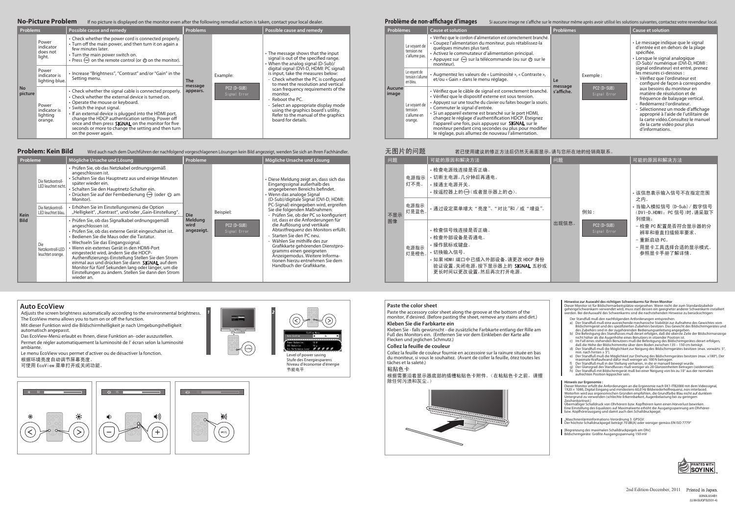## No-Picture Problem

If no picture is displayed on the monitor even after the following remedial action is taken, contact your local dealer.

| Problems | | Possible cause and remedy | Problems | | Possible cause and remedy |
|---|---|---|---|---|---|
| No picture | Power indicator does not light. | • Check whether the power cord is connected properly.<br>• Turn off the main power, and then turn it on again a few minutes later.<br>• Turn the main power switch on.<br>• Press (ENTER) on the remote control (or ⏻ on the monitor). | The message appears. | Example:<br>PC2 (D-SUB)<br>Signal Error | • The message shows that the input signal is out of the specified range.<br>• When the analog signal (D-Sub)/digital signal (DVI-D, HDMI: PC signal) is input, take the measures below:<br>- Check whether the PC is configured to meet the resolution and vertical scan frequency requirements of the monitor.<br>- Reboot the PC.<br>- Select an appropriate display mode using the graphics board's utility. Refer to the manual of the graphics board for details. |
| | Power indicator is lighting blue. | • Increase "Brightness", "Contrast" and/or "Gain" in the Setting menu. | | | |
| | Power indicator is lighting orange. | • Check whether the signal cable is connected properly.<br>• Check whether the external device is turned on.<br>• Operate the mouse or keyboard.<br>• Switch the input signal.<br>• If an external device is plugged into the HDMI port, change the HDCP authentication setting. Power off once and then press SIGNAL on the monitor for five seconds or more to change the setting and then turn on the power again. | | | |

## Problème de non-affichage d'images

Si aucune image ne s'affiche sur le moniteur même après avoir utilisé les solutions suivantes, contactez votre revendeur local.

| Problèmes | | Cause et solution | Problèmes | | Cause et solution |
|---|---|---|---|---|---|
| Aucune image | Le voyant de tension ne s'allume pas. | • Vérifiez que le cordon d'alimentation est correctement branché.<br>• Coupez l'alimentation du moniteur, puis rétablissez-la quelques minutes plus tard.<br>• Activez le commutateur d'alimentation principal.<br>• Appuyez sur (ENTER) sur la télécommande (ou sur ⏻ sur le moniteur). | Le message s'affiche. | Exemple :<br>PC2 (D-SUB)<br>Signal Error | • Le message indique que le signal d'entrée est en dehors de la plage spécifiée.<br>• Lorsque le signal analogique (D-Sub)/ numérique (DVI-D, HDMI : signal ordinateur) est entré, prenez les mesures ci-dessous :<br>- Vérifiez que l'ordinateur est configuré de façon à correspondre aux besoins du moniteur en matière de résolution et de fréquence de balayage vertical.<br>- Redémarrez l'ordinateur.<br>- Sélectionnez un mode d'affichage approprié à l'aide de l'utilitaire de la carte vidéo.Consultez le manuel de la carte vidéo pour plus d'informations. |
| | Le voyant de tension s'allume en bleu. | • Augmentez les valeurs de « Luminosité », « Contraste », et/ou « Gain » dans le menu réglage. | | | |
| | Le voyant de tension s'allume en orange. | • Vérifiez que le câble de signal est correctement branché.<br>• Vérifiez que le dispositif externe est sous tension.<br>• Appuyez sur une touche du clavier ou faites bouger la souris.<br>• Commuter le signal d'entrée.<br>• Si un appareil externe est branché sur le port HDMI, changez le réglage d'authentification HDCP. Éteignez l'appareil une fois, puis appuyez sur SIGNAL sur le moniteur pendant cinq secondes ou plus pour modifier le réglage, puis allumez de nouveau l'alimentation. | | | |

## Problem: Kein Bild

Wird auch nach dem Durchführen der nachfolgend vorgeschlagenen Lösungen kein Bild angezeigt, wenden Sie sich an Ihren Fachhändler.

| Probleme | | Mögliche Ursache und Lösung | Probleme | | Mögliche Ursache und Lösung |
|---|---|---|---|---|---|
| Kein Bild | Die Netzkontroll-LED leuchtet nicht. | • Prüfen Sie, ob das Netzkabel ordnungsgemäß angeschlossen ist.<br>• Schalten Sie das Hauptnetz aus und einige Minuten später wieder ein.<br>• Schalten Sie den Hauptnetz-Schalter ein.<br>• Drücken Sie auf der Fernbedienung (ENTER) (oder ⏻ am Monitor). | Die Meldung wird angezeigt. | Beispiel:<br>PC2 (D-SUB)<br>Signal Error | • Diese Meldung zeigt an, dass sich das Eingangssignal außerhalb des angegebenen Bereichs befindet.<br>• Wenn das analoge Signal (D-Sub)/digitale Signal (DVI-D, HDMI: PC-Signal) eingegeben wird, ergreifen Sie die folgenden Maßnahmen:<br>- Prüfen Sie, ob der PC so konfiguriert ist, dass er die Anforderungen für die Auflösung und vertikale Abtastfrequenz des Monitors erfüllt.<br>- Starten Sie den PC neu.<br>- Wählen Sie mithilfe des zur Grafikkarte gehörenden Dienstprogramms einen geeigneten Anzeigemodus. Weitere Informationen hierzu entnehmen Sie dem Handbuch der Grafikkarte. |
| | Die Netzkontroll-LED leuchtet blau. | • Erhöhen Sie im Einstellungsmenü die Option „Helligkeit", „Kontrast", und/oder „Gain-Einstellung". | | | |
| | Die Netzkontroll-LED leuchtet orange. | • Prüfen Sie, ob das Signalkabel ordnungsgemäß angeschlossen ist.<br>• Prüfen Sie, ob das externe Gerät eingeschaltet ist.<br>• Bedienen Sie die Maus oder die Tastatur.<br>• Wechseln Sie das Eingangssignal.<br>• Wenn ein externes Gerät in den HDMI-Port eingesteckt wird, ändern Sie die HDCP-Authentifizierungs-Einstellung Stellen Sie den Strom einmal aus und drücken Sie dann SIGNAL auf dem Monitor für fünf Sekunden lang oder länger, um die Einstellungen zu ändern. Stellen Sie dann den Strom wieder an. | | | |

## 无图片的问题

若已使用建议的修正方法后仍然无画面显示，请与您所在地的经销商联系。

| 问题 | | 可能的原因和解决方法 | 问题 | | 可能的原因和解决方法 |
|---|---|---|---|---|---|
| 不显示图像 | 电源指示灯不亮。 | • 检查电源线连接是否正确。<br>• 切断主电源，几分钟后再通电。<br>• 接通主电源开关。<br>• 按遥控器上的(ENTER)（或者显示器上的⏻）。 | 出现信息。 | 例如：<br>PC2 (D-SUB)<br>Signal Error | • 该信息表示输入信号不在指定范围之内。<br>• 当输入模拟信号（D-Sub）/ 数字信号（DVI-D、HDMI：PC 信号）时，请采取下列措施：<br>- 检查 PC 配置是否符合显示器的分辨率和垂直扫描频率要求。<br>- 重新启动 PC。<br>- 用显卡工具选择合适的显示模式。参照显卡手册了解详情。 |
| | 电源指示灯是蓝色。 | • 通过设定菜单增大"亮度"、"对比"和 / 或"增益"。 | | | |
| | 电源指示灯是橙色。 | • 检查信号线连接是否正确。<br>• 检查外部设备是否通电。<br>• 操作鼠标或键盘。<br>• 切换输入信号。<br>• 如果 HDMI 端口中已插入外部设备，请更改 HDCP 身份验证设置。关闭电源，按下显示器上的 SIGNAL 五秒或更长时间以更改设置，然后再次打开电源。 | | | |

## Auto EcoView

Adjusts the screen brightness automatically according to the environmental brightness.
The EcoView menu allows you to turn on or off the function.

Mit dieser Funktion wird die Bildschirmhelligkeit je nach Umgebungshelligkeit automatisch angepasst.
Das EcoView-Menü erlaubt es Ihnen, diese Funktion an- oder auszustellen.

Permet de régler automatiquement la luminosité de l' écran selon la luminosité ambiante.
Le menu EcoView vous permet d'activer ou de désactiver la fonction.

根据环境亮度自动调节屏幕亮度。
可使用 EcoView 菜单打开或关闭功能。

1

2

EcoView Menu
Auto EcoView
Power Reduction
CO2 Reduction
Eco Performance Level

Level of power saving
Stufe des Energiesparens
Niveau d'économie d'énergie
节能电平

30

15

MUTE

### Paste the color sheet

Paste the accessory color sheet along the groove at the bottom of the monitor, if desired. (Before pasting the sheet, remove any stains and dirt.)

### Kleben Sie die Farbkarte ein

Kleben Sie - falls gewünscht - die zusätzliche Farbkarte entlang der Rille am Fuß des Monitors ein. (Entfernen Sie vor dem Einkleben der Karte alle Flecken und jeglichen Schmutz.)

### Collez la feuille de couleur

Collez la feuille de couleur fournie en accessoire sur la rainure située en bas du moniteur, si vous le souhaitez. (Avant de coller la feuille, ôtez toutes les tâches et la saleté.)

### 粘贴色卡

根据需要沿着显示器底部的插槽粘贴色卡附件。（在粘贴色卡之前，请擦除任何污渍和灰尘。）

**Hinweise zur Auswahl des richtigen Schwenkarms für Ihren Monitor**
Dieser Monitor ist für Bildschirmarbeitsplätze vorgesehen. Wenn nicht der zum Standardzubehör gehörigeSchwenkarm verwendet wird, muss statt dessen ein geeigneter anderer Schwenkarm installiert werden. Bei der Auswahl des Schwenkarms sind die nachstehenden Hinweise zu berücksichtigen:

Der Standfuß muß den nachfolgenden Anforderungen entsprechen:
a) Der Standfuß muß eine ausreichende mechanische Stabilität zur Aufnahme des Gewichtes vom Bildschirmgerät und des spezifizierten Zubehörs besitzen. Das Gewicht des Bildschirmgerätes und des Zubehörs sind in der zugehörenden Bedienungsanleitung angegeben.
b) Die Befestigung des Standfusses muß derart erfolgen, daß die oberste Zeile der Bildschirmanzeige nicht höher als die Augenhöhe eines Benutzers in sitzender Position ist.
c) Im Fall eines stehenden Benutzers muß die Befestigung des Bildschirmgerätes derart erfolgen, daß die Höhe der Bildschirmmitte über dem Boden zwischen 135 – 150 cm beträgt.
d) Der Standfuß muß die Möglichkeit zur Neigung des Bildschirmgerätes besitzen (max. vorwärts: 5°, min. nach hinten ≥ 5°).
e) Der Standfuß muß die Möglichkeit zur Drehung des Bildschirmgerätes besitzen (max. ±180°). Der maximale Kraftaufwand dafür muß weniger als 100 N betragen.
f) Der Standfuß muß in der Stellung verharren, in die er manuell bewegt wurde.
g) Der Glanzgrad des Standfusses muß weniger als 20 Glanzeinheiten betragen (seidenmatt).
h) Der Standfuß mit Bildschirmgerät muß bei einer Neigung von bis zu 10° aus der normalen aufrechten Position kippsicher sein.

**Hinweis zur Ergonomie :**
Dieser Monitor erfüllt die Anforderungen an die Ergonomie nach EK1-ITB2000 mit dem Videosignal, 1920 × 1080, Digital Eingang und mindestens 60,0 Hz Bildwiederholfrequenz, non interlaced. Weiterhin wird aus ergonomischen Gründen empfohlen, die Grundfarbe Blau nicht auf dunklem Untergrund zu verwenden (schlechte Erkennbarkeit, Augenbelastung bei zu geringem Zeichenkontrast.)
Übermäßiger Schalldruck von Ohrhörern bzw. Kopfhörern kann einen Hörverlust bewirken. Eine Einstellung des Equalizers auf Maximalwerte erhöht die Ausgangsspannung am Ohrhörer- bzw. Kopfhörerausgang und damit auch den Schalldruckpegel.

„Maschinenlärminformations-Verordnung 3. GPSGV:
Der höchste Schalldruckpegel beträgt 70 dB(A) oder weniger gemäss EN ISO 7779"

[Begrenzung des maximalen Schalldruckpegels am Ohr]
Bildschirmgeräte: Größte Ausgangsspannung 150 mV

PRINTED WITH SOY INK

2nd Edition-December, 2011 Printed in Japan.
00N0L654B1
(U.M-SUGFS2331-4)